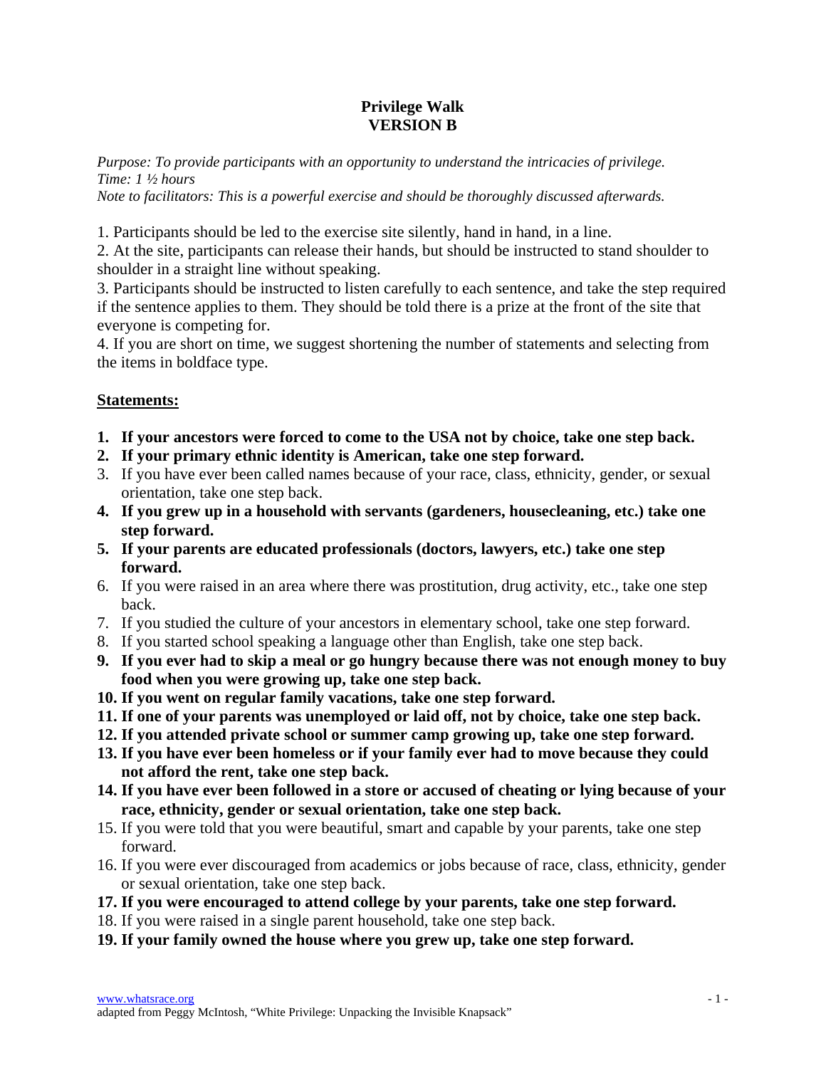# Privilege Walk
# VERSION B

*Purpose: To provide participants with an opportunity to understand the intricacies of privilege.*
*Time: 1 ½ hours*
*Note to facilitators: This is a powerful exercise and should be thoroughly discussed afterwards.*

1. Participants should be led to the exercise site silently, hand in hand, in a line.
2. At the site, participants can release their hands, but should be instructed to stand shoulder to shoulder in a straight line without speaking.
3. Participants should be instructed to listen carefully to each sentence, and take the step required if the sentence applies to them. They should be told there is a prize at the front of the site that everyone is competing for.
4. If you are short on time, we suggest shortening the number of statements and selecting from the items in boldface type.

## Statements:

1. **If your ancestors were forced to come to the USA not by choice, take one step back.**
2. **If your primary ethnic identity is American, take one step forward.**
3. If you have ever been called names because of your race, class, ethnicity, gender, or sexual orientation, take one step back.
4. **If you grew up in a household with servants (gardeners, housecleaning, etc.) take one step forward.**
5. **If your parents are educated professionals (doctors, lawyers, etc.) take one step forward.**
6. If you were raised in an area where there was prostitution, drug activity, etc., take one step back.
7. If you studied the culture of your ancestors in elementary school, take one step forward.
8. If you started school speaking a language other than English, take one step back.
9. **If you ever had to skip a meal or go hungry because there was not enough money to buy food when you were growing up, take one step back.**
10. **If you went on regular family vacations, take one step forward.**
11. **If one of your parents was unemployed or laid off, not by choice, take one step back.**
12. **If you attended private school or summer camp growing up, take one step forward.**
13. **If you have ever been homeless or if your family ever had to move because they could not afford the rent, take one step back.**
14. **If you have ever been followed in a store or accused of cheating or lying because of your race, ethnicity, gender or sexual orientation, take one step back.**
15. If you were told that you were beautiful, smart and capable by your parents, take one step forward.
16. If you were ever discouraged from academics or jobs because of race, class, ethnicity, gender or sexual orientation, take one step back.
17. **If you were encouraged to attend college by your parents, take one step forward.**
18. If you were raised in a single parent household, take one step back.
19. **If your family owned the house where you grew up, take one step forward.**

www.whatsrace.org
adapted from Peggy McIntosh, "White Privilege: Unpacking the Invisible Knapsack"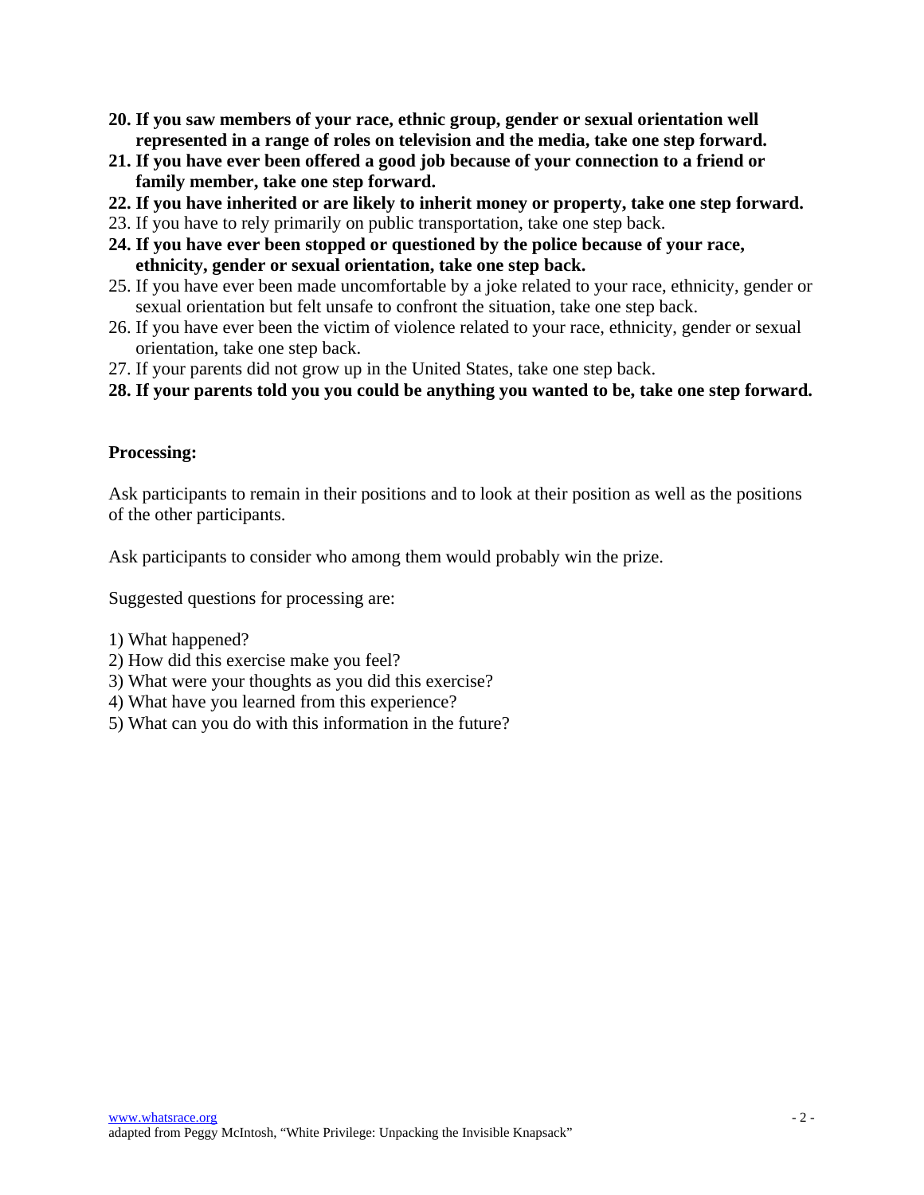20. **If you saw members of your race, ethnic group, gender or sexual orientation well represented in a range of roles on television and the media, take one step forward.**
21. **If you have ever been offered a good job because of your connection to a friend or family member, take one step forward.**
22. **If you have inherited or are likely to inherit money or property, take one step forward.**
23. If you have to rely primarily on public transportation, take one step back.
24. **If you have ever been stopped or questioned by the police because of your race, ethnicity, gender or sexual orientation, take one step back.**
25. If you have ever been made uncomfortable by a joke related to your race, ethnicity, gender or sexual orientation but felt unsafe to confront the situation, take one step back.
26. If you have ever been the victim of violence related to your race, ethnicity, gender or sexual orientation, take one step back.
27. If your parents did not grow up in the United States, take one step back.
28. **If your parents told you you could be anything you wanted to be, take one step forward.**

**Processing:**

Ask participants to remain in their positions and to look at their position as well as the positions of the other participants.

Ask participants to consider who among them would probably win the prize.

Suggested questions for processing are:

1) What happened?
2) How did this exercise make you feel?
3) What were your thoughts as you did this exercise?
4) What have you learned from this experience?
5) What can you do with this information in the future?

www.whatsrace.org
adapted from Peggy McIntosh, "White Privilege: Unpacking the Invisible Knapsack"